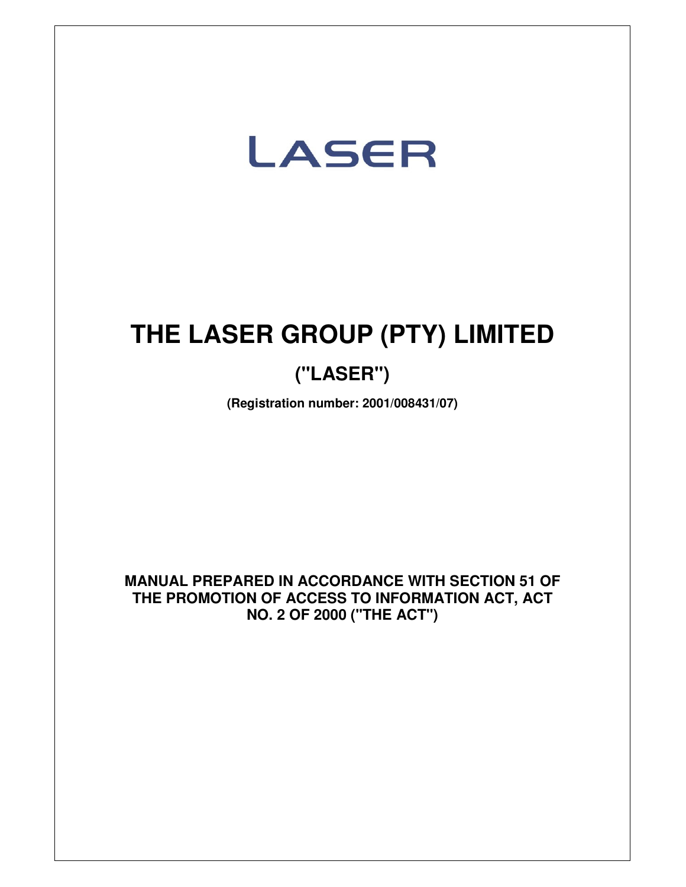LASER

# THE LASER GROUP (PTY) LIMITED

## ("LASER")

**(Registration number: 2001/008431/07)**

**MANUAL PREPARED IN ACCORDANCE WITH SECTION 51 OF THE PROMOTION OF ACCESS TO INFORMATION ACT, ACT NO. 2 OF 2000 ("THE ACT")**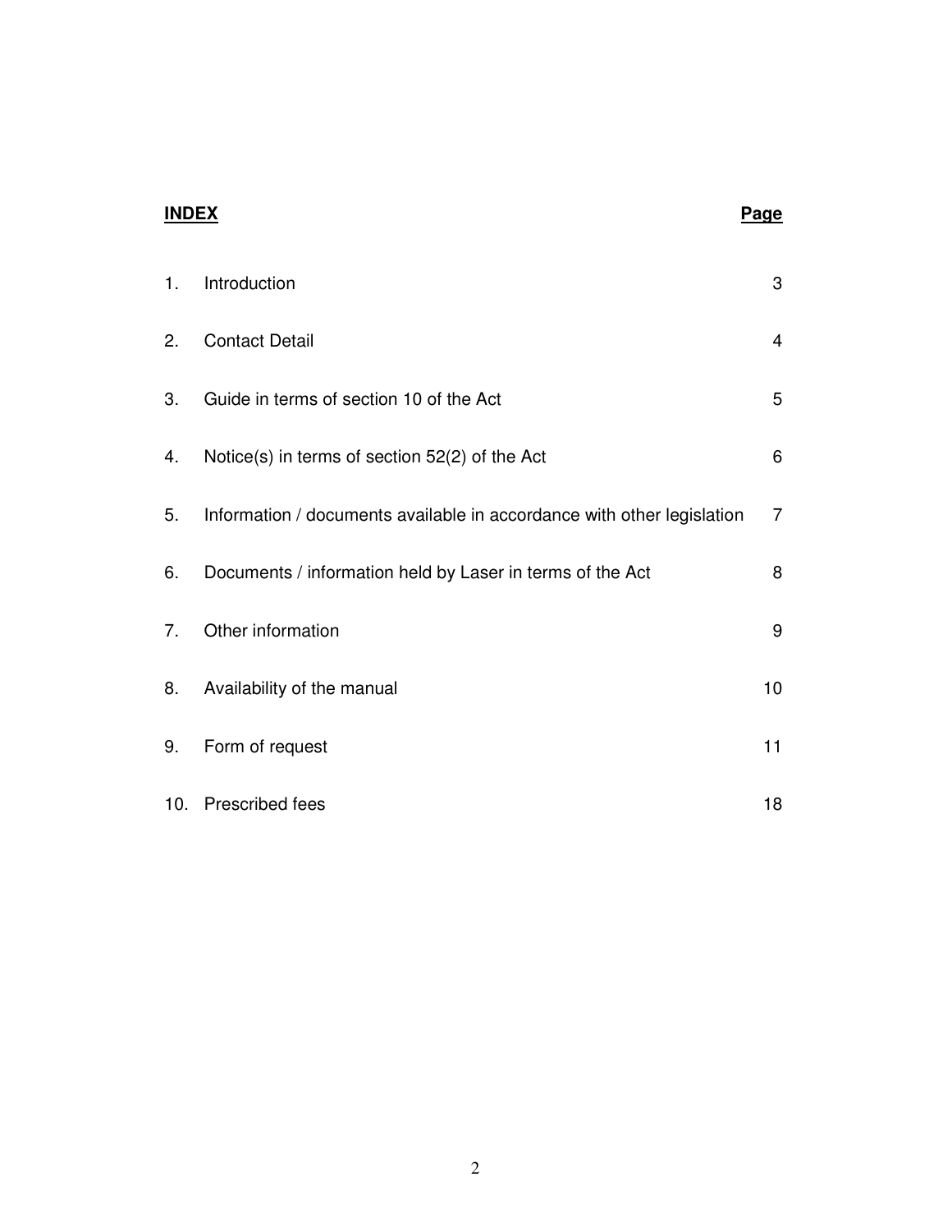| **INDEX** | | **Page** |
|---|---|---|
| 1. | Introduction | 3 |
| 2. | Contact Detail | 4 |
| 3. | Guide in terms of section 10 of the Act | 5 |
| 4. | Notice(s) in terms of section 52(2) of the Act | 6 |
| 5. | Information / documents available in accordance with other legislation | 7 |
| 6. | Documents / information held by Laser in terms of the Act | 8 |
| 7. | Other information | 9 |
| 8. | Availability of the manual | 10 |
| 9. | Form of request | 11 |
| 10. | Prescribed fees | 18 |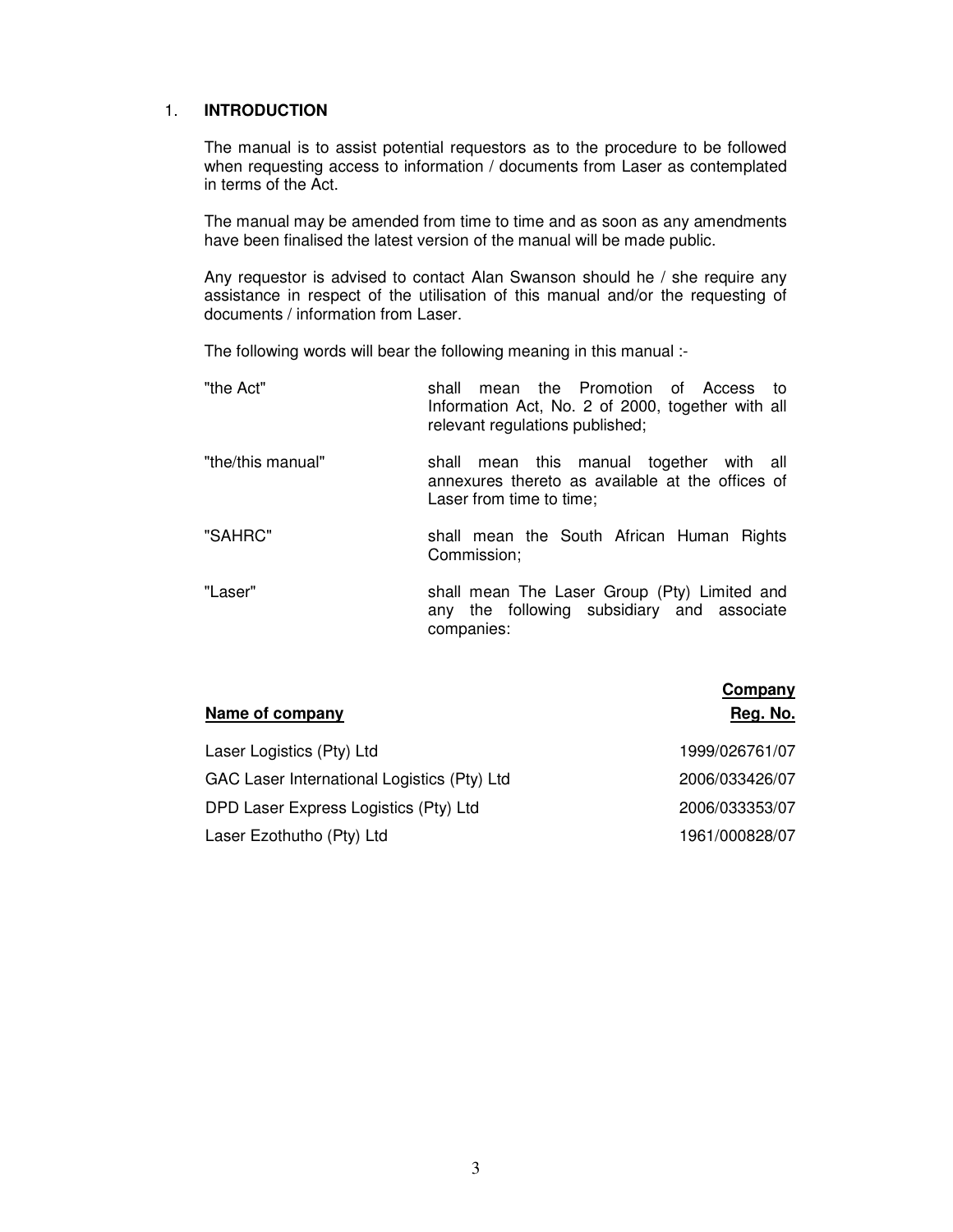## 1. INTRODUCTION

The manual is to assist potential requestors as to the procedure to be followed when requesting access to information / documents from Laser as contemplated in terms of the Act.

The manual may be amended from time to time and as soon as any amendments have been finalised the latest version of the manual will be made public.

Any requestor is advised to contact Alan Swanson should he / she require any assistance in respect of the utilisation of this manual and/or the requesting of documents / information from Laser.

The following words will bear the following meaning in this manual :-

| | |
|---|---|
| "the Act" | shall mean the Promotion of Access to Information Act, No. 2 of 2000, together with all relevant regulations published; |
| "the/this manual" | shall mean this manual together with all annexures thereto as available at the offices of Laser from time to time; |
| "SAHRC" | shall mean the South African Human Rights Commission; |
| "Laser" | shall mean The Laser Group (Pty) Limited and any the following subsidiary and associate companies: |

| **Name of company** | **Company Reg. No.** |
|---|---|
| Laser Logistics (Pty) Ltd | 1999/026761/07 |
| GAC Laser International Logistics (Pty) Ltd | 2006/033426/07 |
| DPD Laser Express Logistics (Pty) Ltd | 2006/033353/07 |
| Laser Ezothutho (Pty) Ltd | 1961/000828/07 |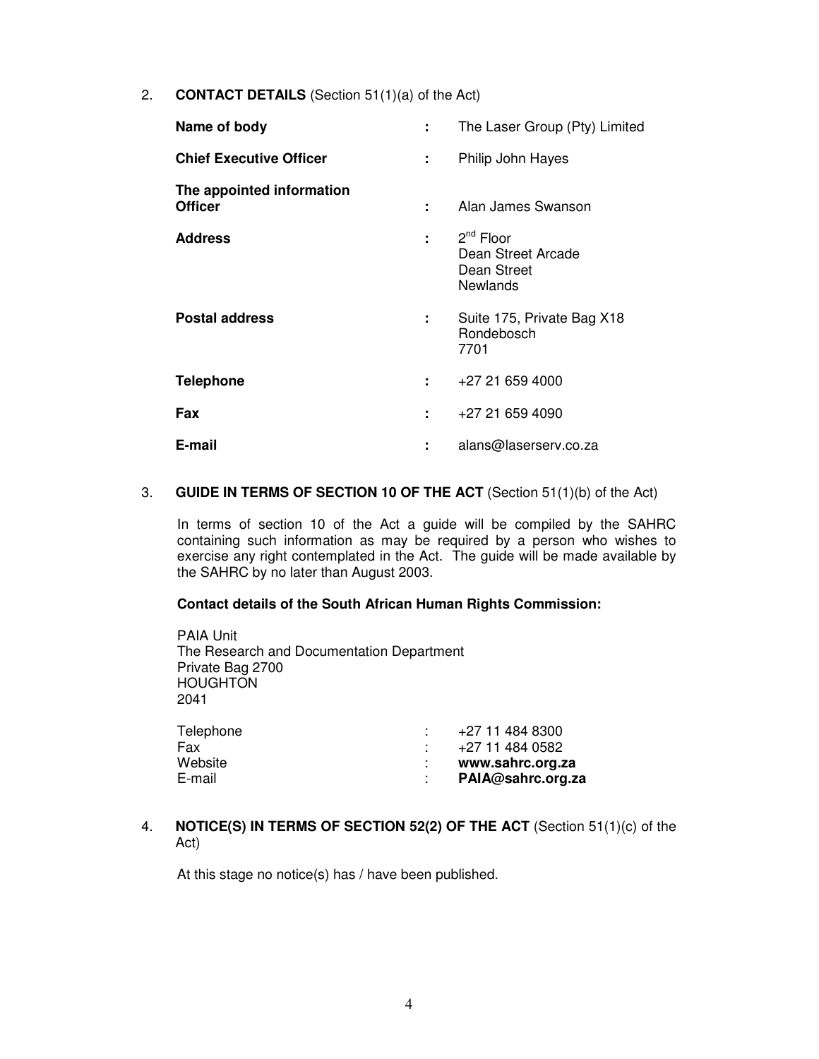2. **CONTACT DETAILS** (Section 51(1)(a) of the Act)

| | | |
|---|---|---|
| **Name of body** | : | The Laser Group (Pty) Limited |
| **Chief Executive Officer** | : | Philip John Hayes |
| **The appointed information Officer** | : | Alan James Swanson |
| **Address** | : | 2nd Floor<br>Dean Street Arcade<br>Dean Street<br>Newlands |
| **Postal address** | : | Suite 175, Private Bag X18<br>Rondebosch<br>7701 |
| **Telephone** | : | +27 21 659 4000 |
| **Fax** | : | +27 21 659 4090 |
| **E-mail** | : | alans@laserserv.co.za |

3. **GUIDE IN TERMS OF SECTION 10 OF THE ACT** (Section 51(1)(b) of the Act)

In terms of section 10 of the Act a guide will be compiled by the SAHRC containing such information as may be required by a person who wishes to exercise any right contemplated in the Act. The guide will be made available by the SAHRC by no later than August 2003.

**Contact details of the South African Human Rights Commission:**

PAIA Unit
The Research and Documentation Department
Private Bag 2700
HOUGHTON
2041

| | | |
|---|---|---|
| Telephone | : | +27 11 484 8300 |
| Fax | : | +27 11 484 0582 |
| Website | : | **www.sahrc.org.za** |
| E-mail | : | **PAIA@sahrc.org.za** |

4. **NOTICE(S) IN TERMS OF SECTION 52(2) OF THE ACT** (Section 51(1)(c) of the Act)

At this stage no notice(s) has / have been published.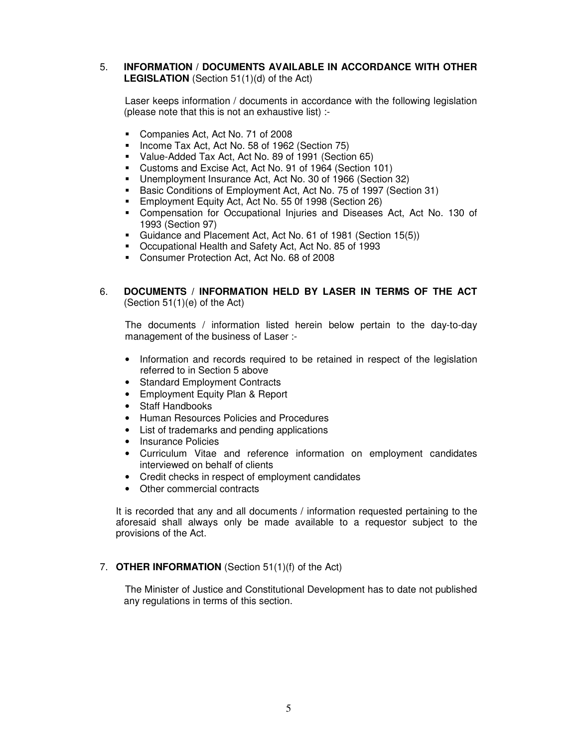## 5. INFORMATION / DOCUMENTS AVAILABLE IN ACCORDANCE WITH OTHER LEGISLATION (Section 51(1)(d) of the Act)

Laser keeps information / documents in accordance with the following legislation (please note that this is not an exhaustive list) :-

- Companies Act, Act No. 71 of 2008
- Income Tax Act, Act No. 58 of 1962 (Section 75)
- Value-Added Tax Act, Act No. 89 of 1991 (Section 65)
- Customs and Excise Act, Act No. 91 of 1964 (Section 101)
- Unemployment Insurance Act, Act No. 30 of 1966 (Section 32)
- Basic Conditions of Employment Act, Act No. 75 of 1997 (Section 31)
- Employment Equity Act, Act No. 55 0f 1998 (Section 26)
- Compensation for Occupational Injuries and Diseases Act, Act No. 130 of 1993 (Section 97)
- Guidance and Placement Act, Act No. 61 of 1981 (Section 15(5))
- Occupational Health and Safety Act, Act No. 85 of 1993
- Consumer Protection Act, Act No. 68 of 2008

## 6. DOCUMENTS / INFORMATION HELD BY LASER IN TERMS OF THE ACT (Section 51(1)(e) of the Act)

The documents / information listed herein below pertain to the day-to-day management of the business of Laser :-

- Information and records required to be retained in respect of the legislation referred to in Section 5 above
- Standard Employment Contracts
- Employment Equity Plan & Report
- Staff Handbooks
- Human Resources Policies and Procedures
- List of trademarks and pending applications
- Insurance Policies
- Curriculum Vitae and reference information on employment candidates interviewed on behalf of clients
- Credit checks in respect of employment candidates
- Other commercial contracts

It is recorded that any and all documents / information requested pertaining to the aforesaid shall always only be made available to a requestor subject to the provisions of the Act.

## 7. OTHER INFORMATION (Section 51(1)(f) of the Act)

The Minister of Justice and Constitutional Development has to date not published any regulations in terms of this section.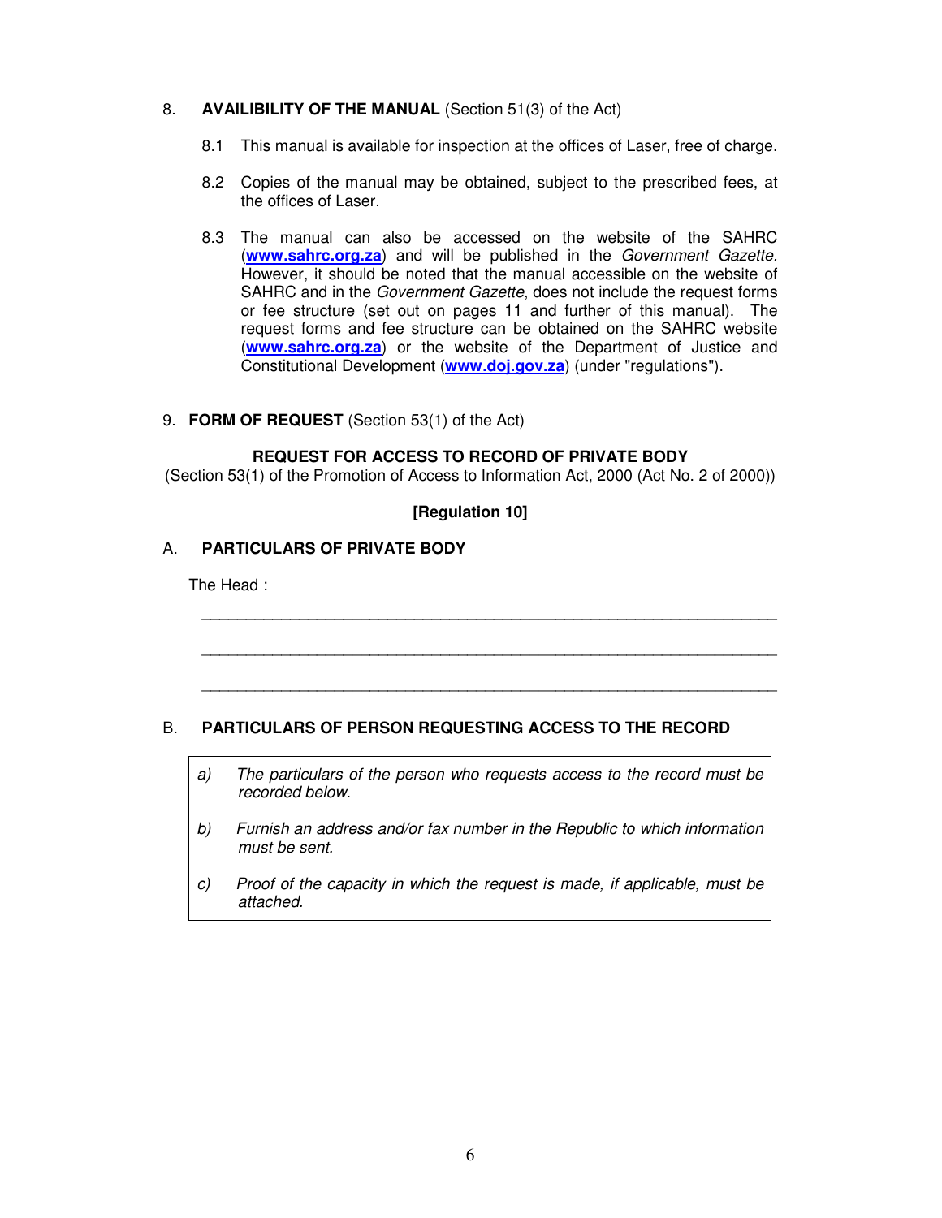8. **AVAILIBILITY OF THE MANUAL** (Section 51(3) of the Act)

8.1 This manual is available for inspection at the offices of Laser, free of charge.

8.2 Copies of the manual may be obtained, subject to the prescribed fees, at the offices of Laser.

8.3 The manual can also be accessed on the website of the SAHRC (**www.sahrc.org.za**) and will be published in the *Government Gazette.* However, it should be noted that the manual accessible on the website of SAHRC and in the *Government Gazette*, does not include the request forms or fee structure (set out on pages 11 and further of this manual). The request forms and fee structure can be obtained on the SAHRC website (**www.sahrc.org.za**) or the website of the Department of Justice and Constitutional Development (**www.doj.gov.za**) (under "regulations").

9. **FORM OF REQUEST** (Section 53(1) of the Act)

**REQUEST FOR ACCESS TO RECORD OF PRIVATE BODY**
(Section 53(1) of the Promotion of Access to Information Act, 2000 (Act No. 2 of 2000))

**[Regulation 10]**

A. **PARTICULARS OF PRIVATE BODY**

The Head :

_______________________________________________________________

_______________________________________________________________

_______________________________________________________________

B. **PARTICULARS OF PERSON REQUESTING ACCESS TO THE RECORD**

a) *The particulars of the person who requests access to the record must be recorded below.*

b) *Furnish an address and/or fax number in the Republic to which information must be sent.*

c) *Proof of the capacity in which the request is made, if applicable, must be attached.*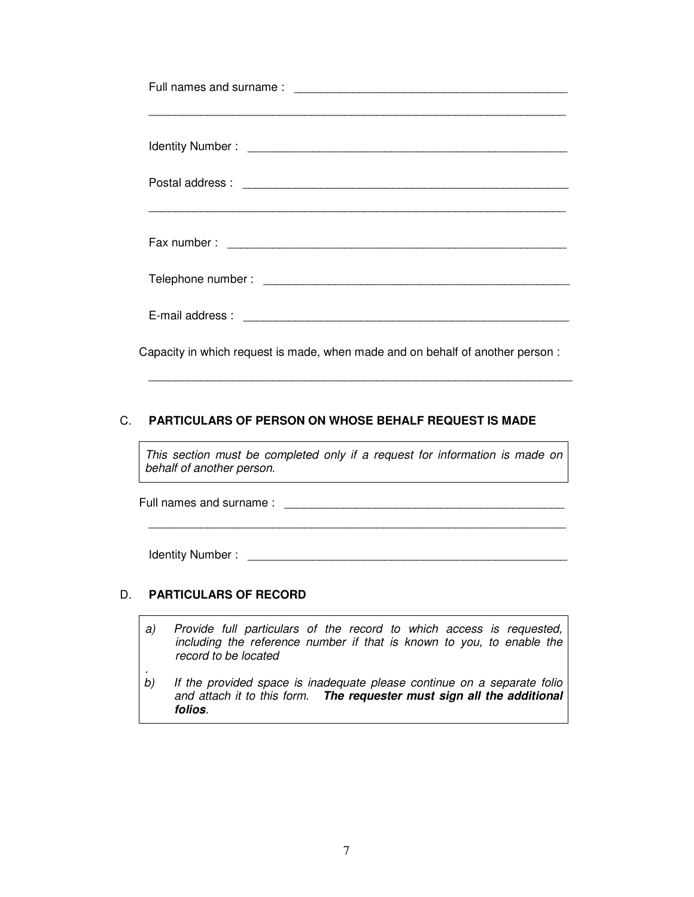Full names and surname : ___________________________________________

_________________________________________________________________

Identity Number : _________________________________________________

Postal address : __________________________________________________

_________________________________________________________________

Fax number : _____________________________________________________

Telephone number : _______________________________________________

E-mail address : ___________________________________________________

Capacity in which request is made, when made and on behalf of another person :

_________________________________________________________________

## C. PARTICULARS OF PERSON ON WHOSE BEHALF REQUEST IS MADE

*This section must be completed only if a request for information is made on behalf of another person.*

Full names and surname : ___________________________________________

_________________________________________________________________

Identity Number : _________________________________________________

## D. PARTICULARS OF RECORD

*a) Provide full particulars of the record to which access is requested, including the reference number if that is known to you, to enable the record to be located*

*.*

*b) If the provided space is inadequate please continue on a separate folio and attach it to this form.* ***The requester must sign all the additional folios****.*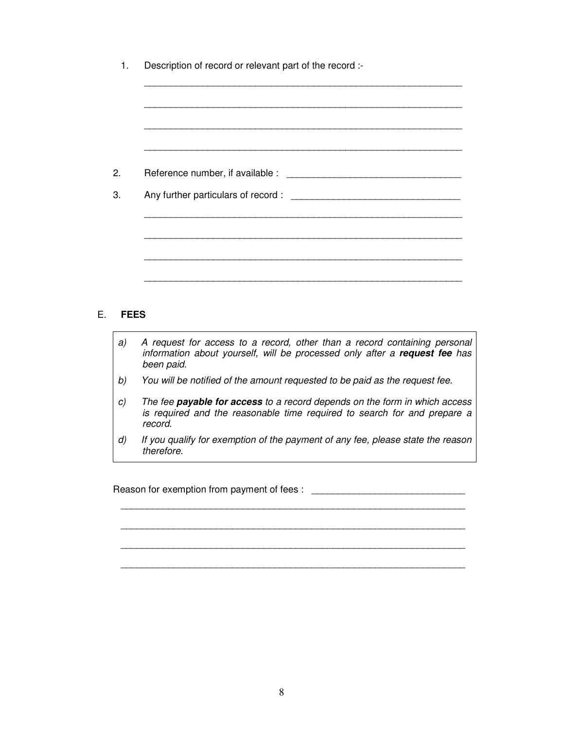1. Description of record or relevant part of the record :-

   ______________________________________________________________

   ______________________________________________________________

   ______________________________________________________________

   ______________________________________________________________

2. Reference number, if available : ________________________________

3. Any further particulars of record : _______________________________

   ______________________________________________________________

   ______________________________________________________________

   ______________________________________________________________

   ______________________________________________________________

## E. FEES

> a) *A request for access to a record, other than a record containing personal information about yourself, will be processed only after a **request fee** has been paid.*
>
> b) *You will be notified of the amount requested to be paid as the request fee.*
>
> c) *The fee **payable for access** to a record depends on the form in which access is required and the reasonable time required to search for and prepare a record.*
>
> d) *If you qualify for exemption of the payment of any fee, please state the reason therefore.*

Reason for exemption from payment of fees : ____________________________

_________________________________________________________________

_________________________________________________________________

_________________________________________________________________

_________________________________________________________________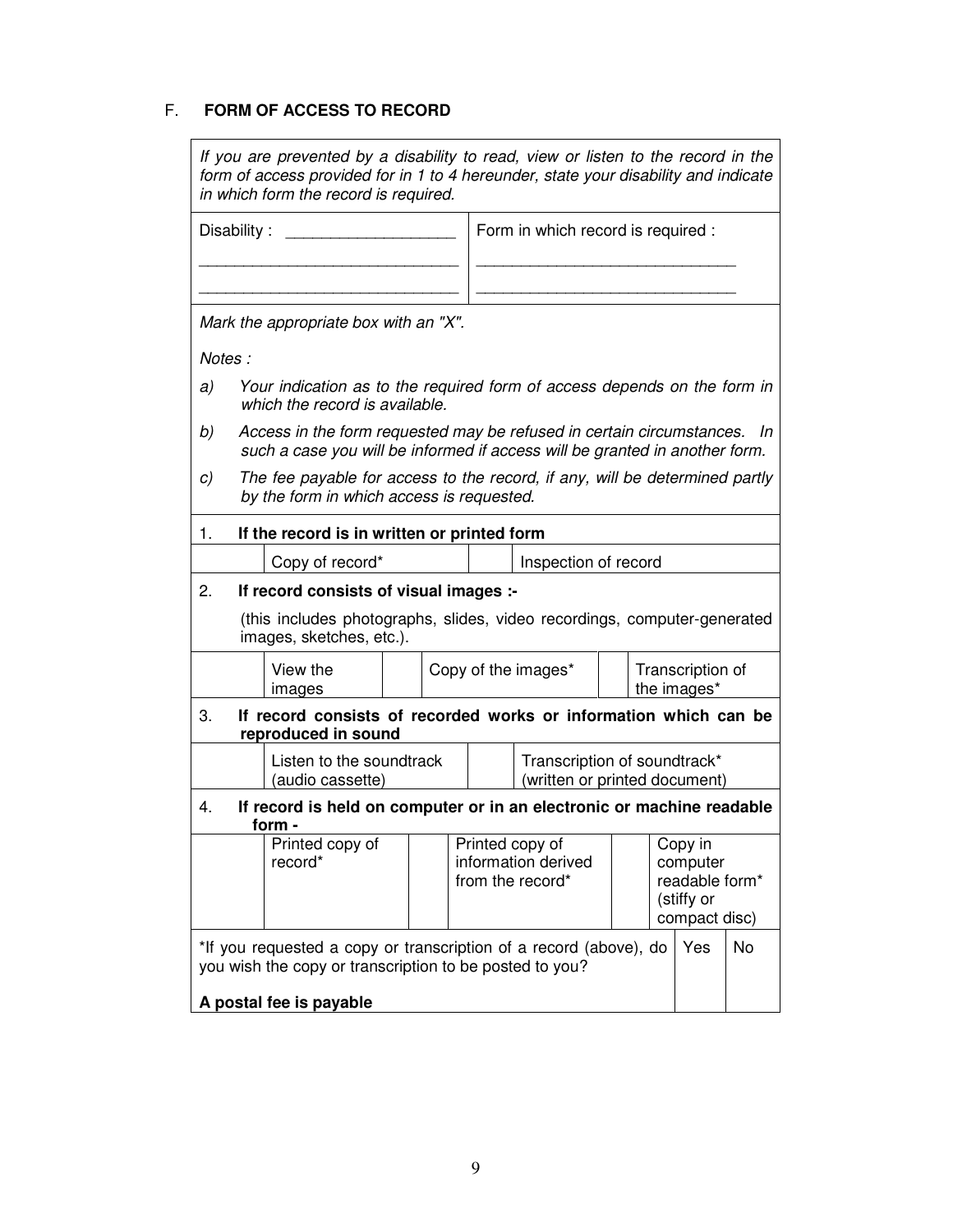## F. **FORM OF ACCESS TO RECORD**

*If you are prevented by a disability to read, view or listen to the record in the form of access provided for in 1 to 4 hereunder, state your disability and indicate in which form the record is required.*

| Disability : ___________________ | Form in which record is required : |
|---|---|
| _____________________________ | _____________________________ |
| _____________________________ | _____________________________ |

*Mark the appropriate box with an "X".*

*Notes :*

*a) Your indication as to the required form of access depends on the form in which the record is available.*

*b) Access in the form requested may be refused in certain circumstances. In such a case you will be informed if access will be granted in another form.*

*c) The fee payable for access to the record, if any, will be determined partly by the form in which access is requested.*

1. **If the record is in written or printed form**

| | | | |
|---|---|---|---|
| | Copy of record* | | Inspection of record |

2. **If record consists of visual images :-**

(this includes photographs, slides, video recordings, computer-generated images, sketches, etc.).

| | | | | | |
|---|---|---|---|---|---|
| | View the images | | Copy of the images* | | Transcription of the images* |

3. **If record consists of recorded works or information which can be reproduced in sound**

| | | | |
|---|---|---|---|
| | Listen to the soundtrack (audio cassette) | | Transcription of soundtrack* (written or printed document) |

4. **If record is held on computer or in an electronic or machine readable form -**

| | | | | | |
|---|---|---|---|---|---|
| | Printed copy of record* | | Printed copy of information derived from the record* | | Copy in computer readable form* (stiffy or compact disc) |

| | | |
|---|---|---|
| *If you requested a copy or transcription of a record (above), do you wish the copy or transcription to be posted to you? **A postal fee is payable** | Yes | No |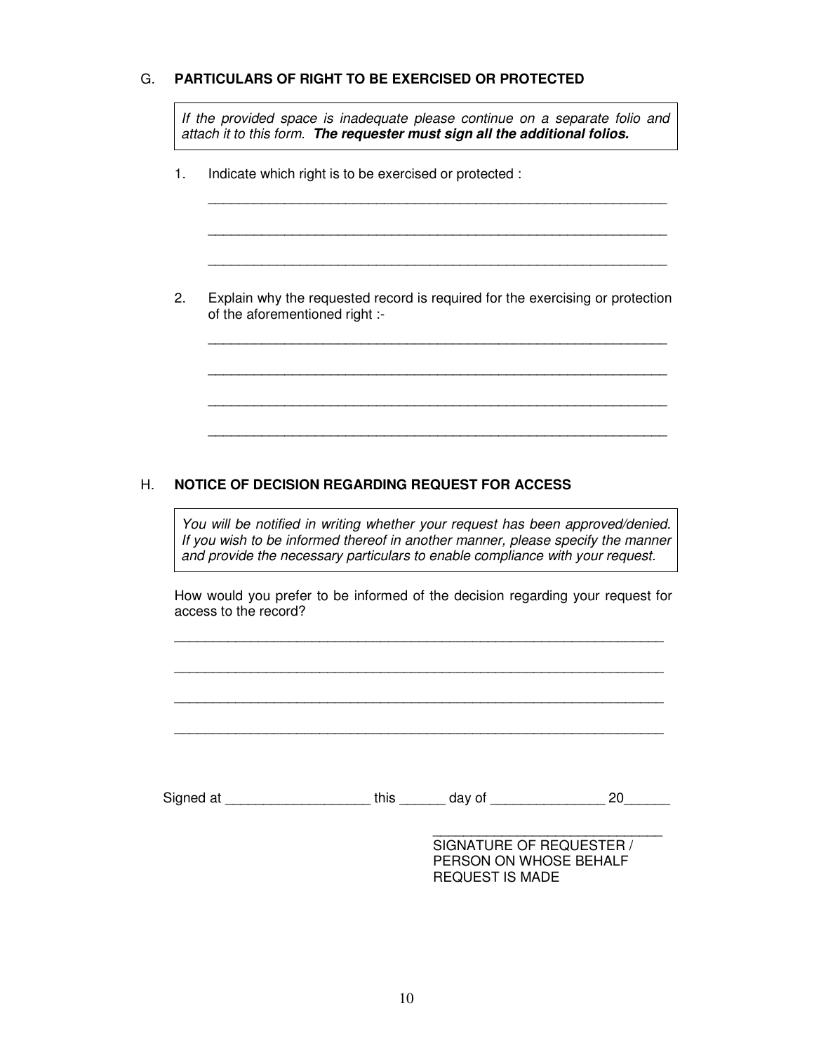## G. PARTICULARS OF RIGHT TO BE EXERCISED OR PROTECTED

*If the provided space is inadequate please continue on a separate folio and attach it to this form.* ***The requester must sign all the additional folios.***

1. Indicate which right is to be exercised or protected :

   ______________________________________________________________

   ______________________________________________________________

   ______________________________________________________________

2. Explain why the requested record is required for the exercising or protection of the aforementioned right :-

   ______________________________________________________________

   ______________________________________________________________

   ______________________________________________________________

   ______________________________________________________________

## H. NOTICE OF DECISION REGARDING REQUEST FOR ACCESS

*You will be notified in writing whether your request has been approved/denied. If you wish to be informed thereof in another manner, please specify the manner and provide the necessary particulars to enable compliance with your request.*

How would you prefer to be informed of the decision regarding your request for access to the record?

_________________________________________________________________

_________________________________________________________________

_________________________________________________________________

_________________________________________________________________

Signed at ___________________ this ______ day of _______________ 20______

_____________________________
SIGNATURE OF REQUESTER / PERSON ON WHOSE BEHALF REQUEST IS MADE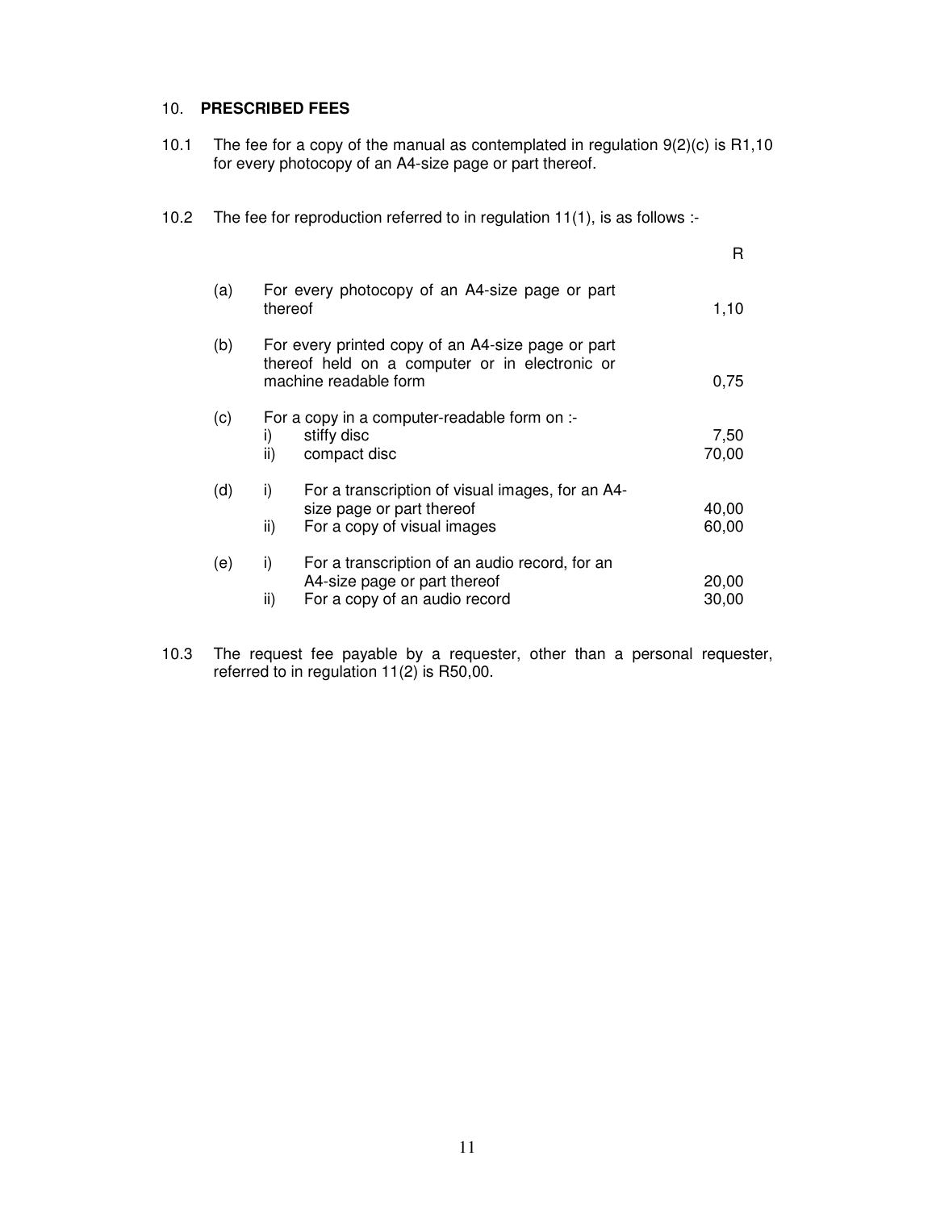## 10. **PRESCRIBED FEES**

10.1 The fee for a copy of the manual as contemplated in regulation 9(2)(c) is R1,10 for every photocopy of an A4-size page or part thereof.

10.2 The fee for reproduction referred to in regulation 11(1), is as follows :-

| | | | R |
|---|---|---|---|
| (a) | | For every photocopy of an A4-size page or part thereof | 1,10 |
| (b) | | For every printed copy of an A4-size page or part thereof held on a computer or in electronic or machine readable form | 0,75 |
| (c) | | For a copy in a computer-readable form on :- | |
| | i) | stiffy disc | 7,50 |
| | ii) | compact disc | 70,00 |
| (d) | i) | For a transcription of visual images, for an A4-size page or part thereof | 40,00 |
| | ii) | For a copy of visual images | 60,00 |
| (e) | i) | For a transcription of an audio record, for an A4-size page or part thereof | 20,00 |
| | ii) | For a copy of an audio record | 30,00 |

10.3 The request fee payable by a requester, other than a personal requester, referred to in regulation 11(2) is R50,00.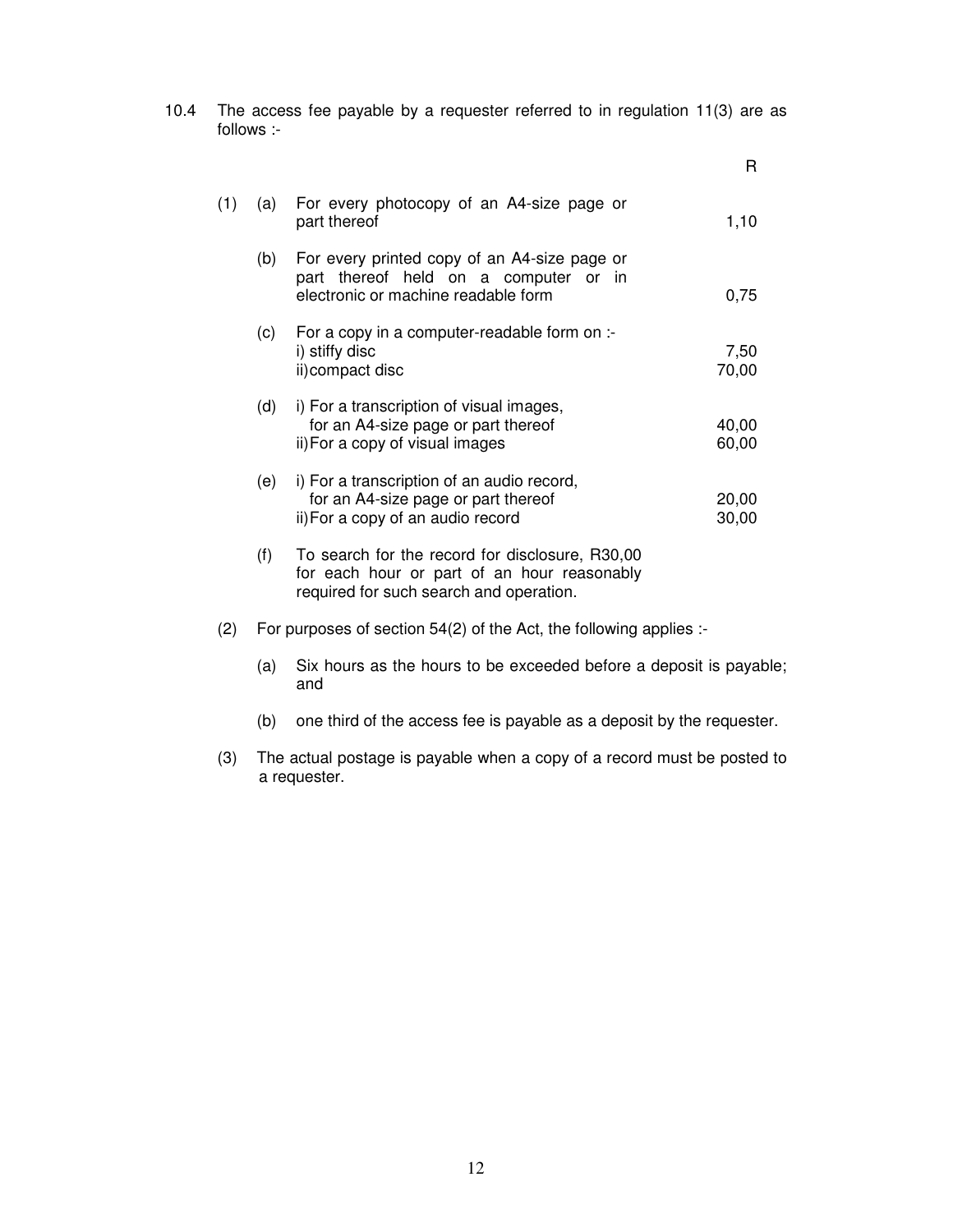10.4 The access fee payable by a requester referred to in regulation 11(3) are as follows :-

| | | | R |
|---|---|---|---|
| (1) | (a) | For every photocopy of an A4-size page or part thereof | 1,10 |
| | (b) | For every printed copy of an A4-size page or part thereof held on a computer or in electronic or machine readable form | 0,75 |
| | (c) | For a copy in a computer-readable form on :-<br>i) stiffy disc<br>ii) compact disc | <br>7,50<br>70,00 |
| | (d) | i) For a transcription of visual images, for an A4-size page or part thereof<br>ii) For a copy of visual images | 40,00<br>60,00 |
| | (e) | i) For a transcription of an audio record, for an A4-size page or part thereof<br>ii) For a copy of an audio record | 20,00<br>30,00 |
| | (f) | To search for the record for disclosure, R30,00 for each hour or part of an hour reasonably required for such search and operation. | |

(2) For purposes of section 54(2) of the Act, the following applies :-

(a) Six hours as the hours to be exceeded before a deposit is payable; and

(b) one third of the access fee is payable as a deposit by the requester.

(3) The actual postage is payable when a copy of a record must be posted to a requester.